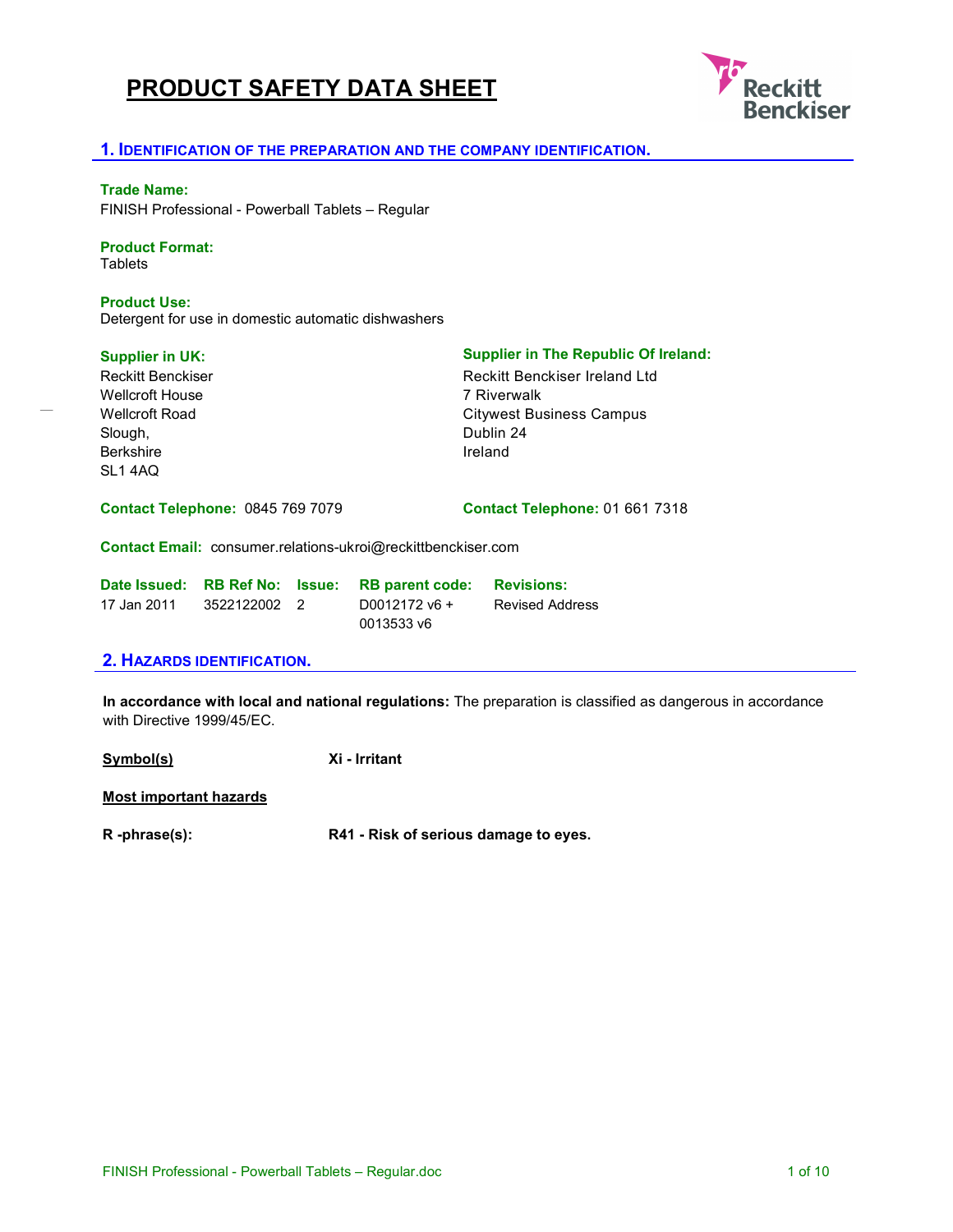# PRODUCT SAFETY DATA SHEET

## 1. IDENTIFICATION OF THE PREPARATION AND THE COMPANY IDENTIFICATION.

**Trade Name:**
FINISH Professional - Powerball Tablets – Regular

**Product Format:**
Tablets

**Product Use:**
Detergent for use in domestic automatic dishwashers

**Supplier in UK:**
Reckitt Benckiser
Wellcroft House
Wellcroft Road
Slough,
Berkshire
SL1 4AQ

**Contact Telephone:** 0845 769 7079

**Supplier in The Republic Of Ireland:**
Reckitt Benckiser Ireland Ltd
7 Riverwalk
Citywest Business Campus
Dublin 24
Ireland

**Contact Telephone:** 01 661 7318

**Contact Email:** consumer.relations-ukroi@reckittbenckiser.com

| Date Issued: | RB Ref No: | Issue: | RB parent code: | Revisions: |
|---|---|---|---|---|
| 17 Jan 2011 | 3522122002 | 2 | D0012172 v6 + 0013533 v6 | Revised Address |

## 2. HAZARDS IDENTIFICATION.

**In accordance with local and national regulations:** The preparation is classified as dangerous in accordance with Directive 1999/45/EC.

**Symbol(s)** — **Xi - Irritant**

**Most important hazards**

**R -phrase(s):** — **R41 - Risk of serious damage to eyes.**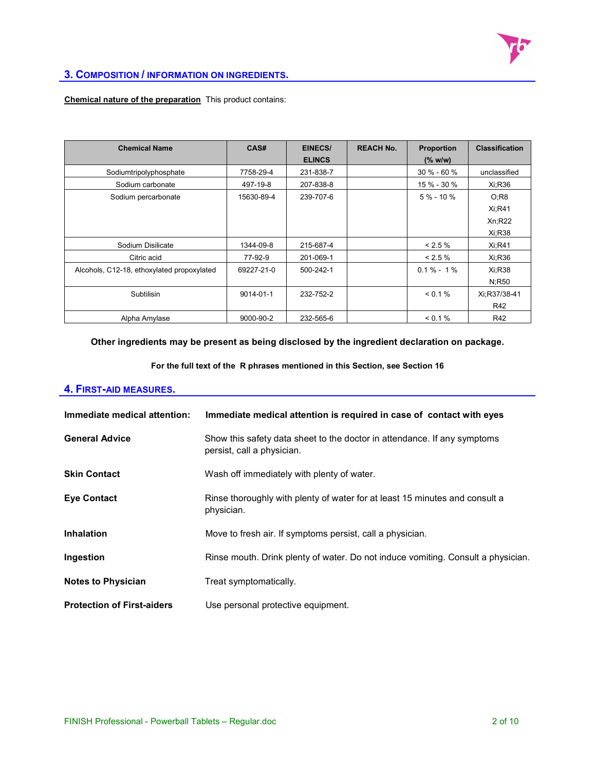## 3. Composition / information on ingredients.

**Chemical nature of the preparation** This product contains:

| Chemical Name | CAS# | EINECS/ ELINCS | REACH No. | Proportion (% w/w) | Classification |
|---|---|---|---|---|---|
| Sodiumtripolyphosphate | 7758-29-4 | 231-838-7 | | 30 % - 60 % | unclassified |
| Sodium carbonate | 497-19-8 | 207-838-8 | | 15 % - 30 % | Xi;R36 |
| Sodium percarbonate | 15630-89-4 | 239-707-6 | | 5 % - 10 % | O;R8 Xi;R41 Xn;R22 Xi;R38 |
| Sodium Disilicate | 1344-09-8 | 215-687-4 | | < 2.5 % | Xi;R41 |
| Citric acid | 77-92-9 | 201-069-1 | | < 2.5 % | Xi;R36 |
| Alcohols, C12-18, ethoxylated propoxylated | 69227-21-0 | 500-242-1 | | 0.1 % - 1 % | Xi;R38 N;R50 |
| Subtilisin | 9014-01-1 | 232-752-2 | | < 0.1 % | Xi;R37/38-41 R42 |
| Alpha Amylase | 9000-90-2 | 232-565-6 | | < 0.1 % | R42 |

**Other ingredients may be present as being disclosed by the ingredient declaration on package.**

**For the full text of the R phrases mentioned in this Section, see Section 16**

## 4. First-aid measures.

**Immediate medical attention:** **Immediate medical attention is required in case of contact with eyes**

**General Advice** Show this safety data sheet to the doctor in attendance. If any symptoms persist, call a physician.

**Skin Contact** Wash off immediately with plenty of water.

**Eye Contact** Rinse thoroughly with plenty of water for at least 15 minutes and consult a physician.

**Inhalation** Move to fresh air. If symptoms persist, call a physician.

**Ingestion** Rinse mouth. Drink plenty of water. Do not induce vomiting. Consult a physician.

**Notes to Physician** Treat symptomatically.

**Protection of First-aiders** Use personal protective equipment.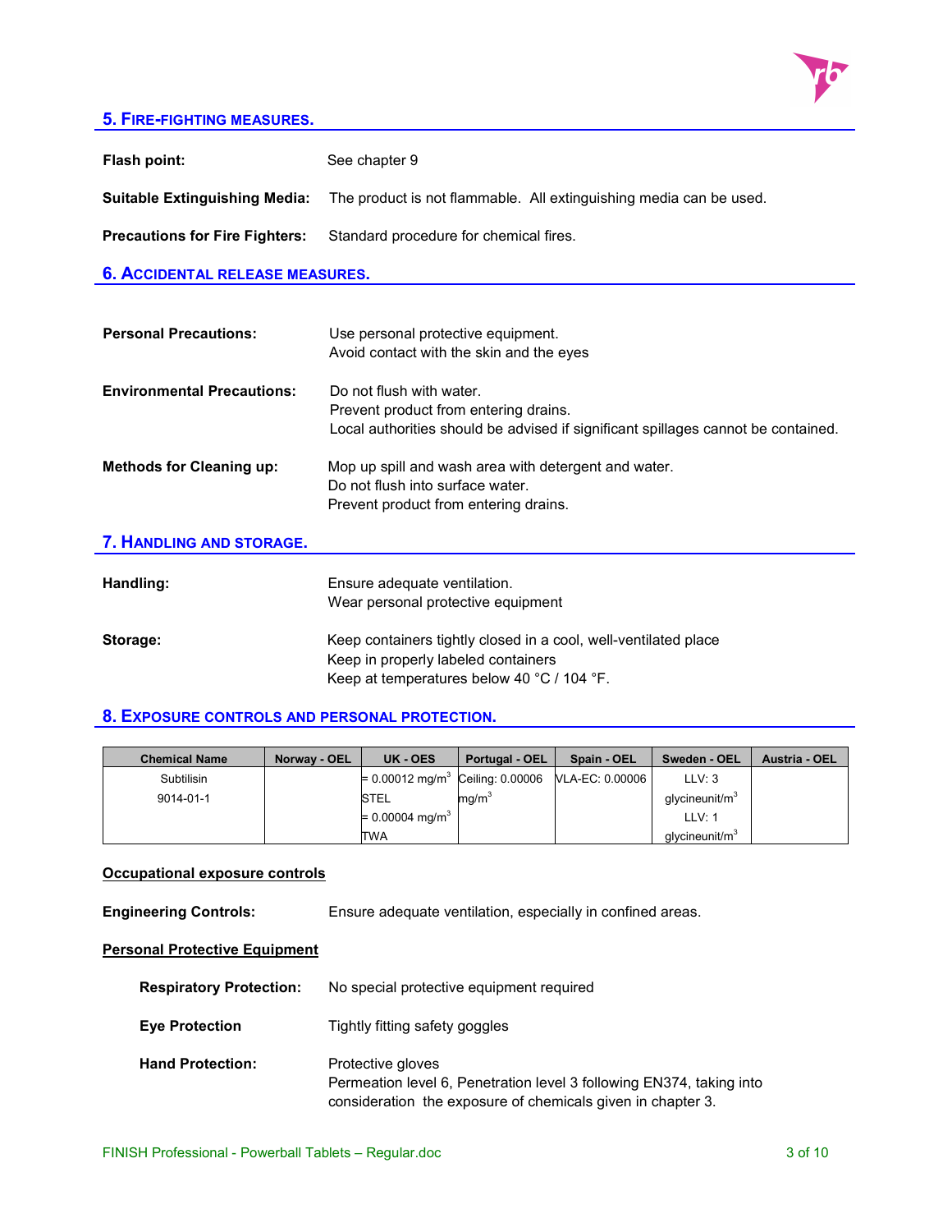## 5. FIRE-FIGHTING MEASURES.

**Flash point:** See chapter 9

**Suitable Extinguishing Media:** The product is not flammable. All extinguishing media can be used.

**Precautions for Fire Fighters:** Standard procedure for chemical fires.

## 6. ACCIDENTAL RELEASE MEASURES.

**Personal Precautions:**
Use personal protective equipment.
Avoid contact with the skin and the eyes

**Environmental Precautions:**
Do not flush with water.
Prevent product from entering drains.
Local authorities should be advised if significant spillages cannot be contained.

**Methods for Cleaning up:**
Mop up spill and wash area with detergent and water.
Do not flush into surface water.
Prevent product from entering drains.

## 7. HANDLING AND STORAGE.

**Handling:**
Ensure adequate ventilation.
Wear personal protective equipment

**Storage:**
Keep containers tightly closed in a cool, well-ventilated place
Keep in properly labeled containers
Keep at temperatures below 40 °C / 104 °F.

## 8. EXPOSURE CONTROLS AND PERSONAL PROTECTION.

| Chemical Name | Norway - OEL | UK - OES | Portugal - OEL | Spain - OEL | Sweden - OEL | Austria - OEL |
|---|---|---|---|---|---|---|
| Subtilisin 9014-01-1 | | = 0.00012 mg/m³ STEL = 0.00004 mg/m³ TWA | Ceiling: 0.00006 mg/m³ | VLA-EC: 0.00006 | LLV: 3 glycineunit/m³ LLV: 1 glycineunit/m³ | |

**Occupational exposure controls**

**Engineering Controls:** Ensure adequate ventilation, especially in confined areas.

**Personal Protective Equipment**

**Respiratory Protection:** No special protective equipment required

**Eye Protection** Tightly fitting safety goggles

**Hand Protection:**
Protective gloves
Permeation level 6, Penetration level 3 following EN374, taking into consideration the exposure of chemicals given in chapter 3.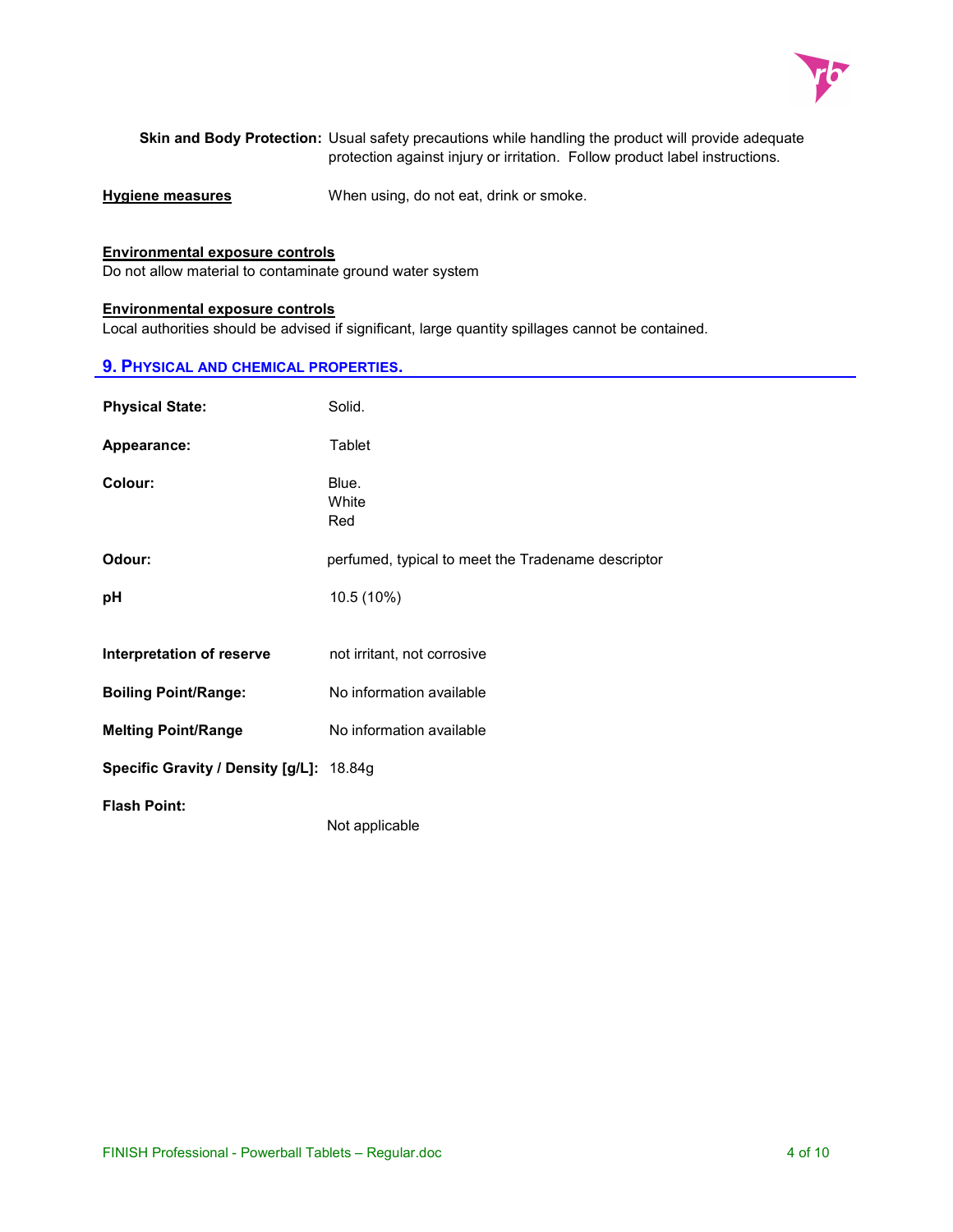**Skin and Body Protection:** Usual safety precautions while handling the product will provide adequate protection against injury or irritation. Follow product label instructions.

**Hygiene measures** When using, do not eat, drink or smoke.

**Environmental exposure controls**

Do not allow material to contaminate ground water system

**Environmental exposure controls**

Local authorities should be advised if significant, large quantity spillages cannot be contained.

## 9. PHYSICAL AND CHEMICAL PROPERTIES.

| | |
|---|---|
| **Physical State:** | Solid. |
| **Appearance:** | Tablet |
| **Colour:** | Blue.<br>White<br>Red |
| **Odour:** | perfumed, typical to meet the Tradename descriptor |
| **pH** | 10.5 (10%) |
| **Interpretation of reserve** | not irritant, not corrosive |
| **Boiling Point/Range:** | No information available |
| **Melting Point/Range** | No information available |
| **Specific Gravity / Density [g/L]:** | 18.84g |
| **Flash Point:** | Not applicable |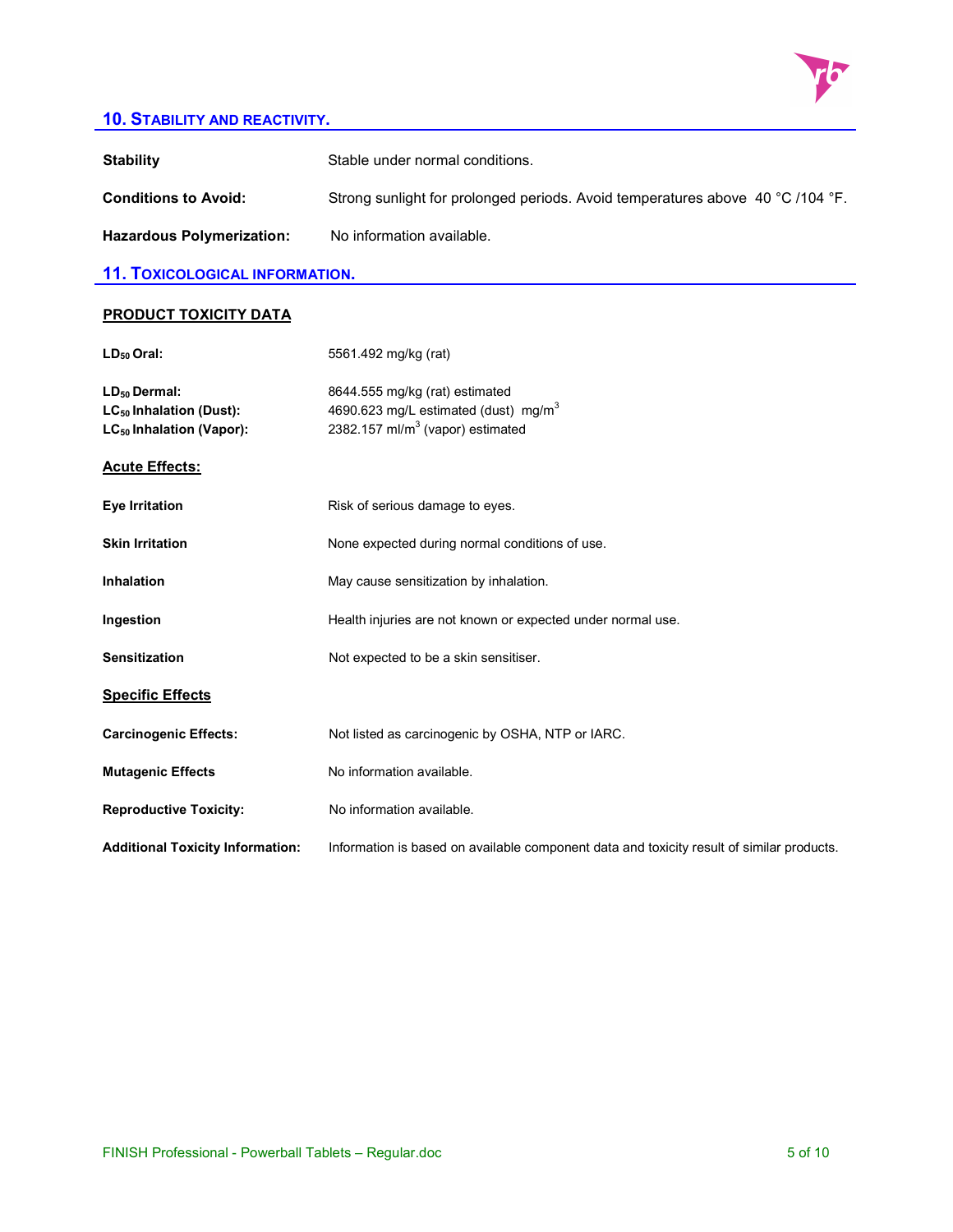## 10. Stability and reactivity.

| | |
|---|---|
| **Stability** | Stable under normal conditions. |
| **Conditions to Avoid:** | Strong sunlight for prolonged periods. Avoid temperatures above 40 °C /104 °F. |
| **Hazardous Polymerization:** | No information available. |

## 11. Toxicological information.

### PRODUCT TOXICITY DATA

| | |
|---|---|
| **$LD_{50}$ Oral:** | 5561.492 mg/kg (rat) |
| **$LD_{50}$ Dermal:** | 8644.555 mg/kg (rat) estimated |
| **$LC_{50}$ Inhalation (Dust):** | 4690.623 mg/L estimated (dust) $mg/m^3$ |
| **$LC_{50}$ Inhalation (Vapor):** | 2382.157 $ml/m^3$ (vapor) estimated |

### Acute Effects:

| | |
|---|---|
| **Eye Irritation** | Risk of serious damage to eyes. |
| **Skin Irritation** | None expected during normal conditions of use. |
| **Inhalation** | May cause sensitization by inhalation. |
| **Ingestion** | Health injuries are not known or expected under normal use. |
| **Sensitization** | Not expected to be a skin sensitiser. |

### Specific Effects

| | |
|---|---|
| **Carcinogenic Effects:** | Not listed as carcinogenic by OSHA, NTP or IARC. |
| **Mutagenic Effects** | No information available. |
| **Reproductive Toxicity:** | No information available. |
| **Additional Toxicity Information:** | Information is based on available component data and toxicity result of similar products. |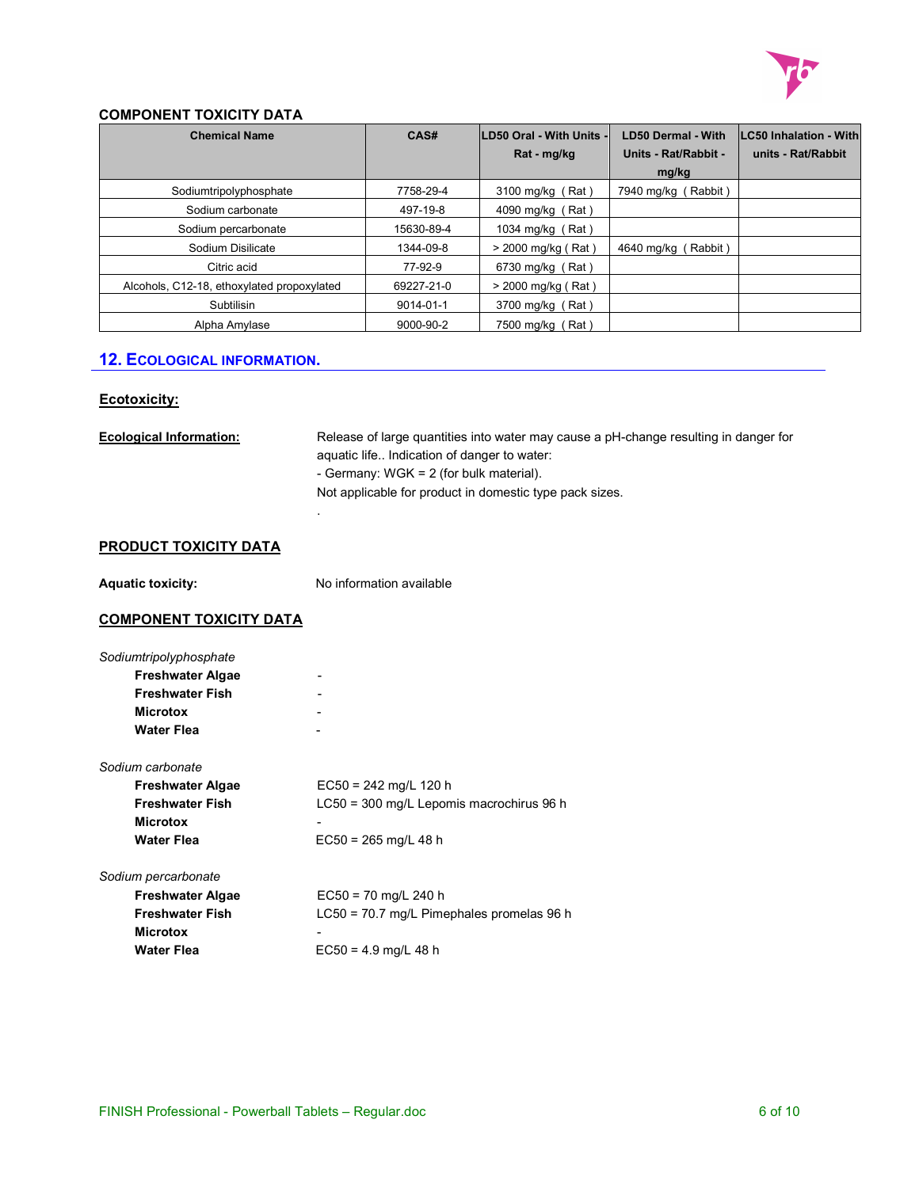### COMPONENT TOXICITY DATA

| Chemical Name | CAS# | LD50 Oral - With Units - Rat - mg/kg | LD50 Dermal - With Units - Rat/Rabbit - mg/kg | LC50 Inhalation - With units - Rat/Rabbit |
|---|---|---|---|---|
| Sodiumtripolyphosphate | 7758-29-4 | 3100 mg/kg ( Rat ) | 7940 mg/kg ( Rabbit ) | |
| Sodium carbonate | 497-19-8 | 4090 mg/kg ( Rat ) | | |
| Sodium percarbonate | 15630-89-4 | 1034 mg/kg ( Rat ) | | |
| Sodium Disilicate | 1344-09-8 | > 2000 mg/kg ( Rat ) | 4640 mg/kg ( Rabbit ) | |
| Citric acid | 77-92-9 | 6730 mg/kg ( Rat ) | | |
| Alcohols, C12-18, ethoxylated propoxylated | 69227-21-0 | > 2000 mg/kg ( Rat ) | | |
| Subtilisin | 9014-01-1 | 3700 mg/kg ( Rat ) | | |
| Alpha Amylase | 9000-90-2 | 7500 mg/kg ( Rat ) | | |

## 12. ECOLOGICAL INFORMATION.

### Ecotoxicity:

**Ecological Information:** Release of large quantities into water may cause a pH-change resulting in danger for aquatic life.. Indication of danger to water:
- Germany: WGK = 2 (for bulk material).

Not applicable for product in domestic type pack sizes.

.

### PRODUCT TOXICITY DATA

**Aquatic toxicity:** No information available

### COMPONENT TOXICITY DATA

*Sodiumtripolyphosphate*

| | |
|---|---|
| **Freshwater Algae** | - |
| **Freshwater Fish** | - |
| **Microtox** | - |
| **Water Flea** | - |

*Sodium carbonate*

| | |
|---|---|
| **Freshwater Algae** | EC50 = 242 mg/L 120 h |
| **Freshwater Fish** | LC50 = 300 mg/L Lepomis macrochirus 96 h |
| **Microtox** | - |
| **Water Flea** | EC50 = 265 mg/L 48 h |

*Sodium percarbonate*

| | |
|---|---|
| **Freshwater Algae** | EC50 = 70 mg/L 240 h |
| **Freshwater Fish** | LC50 = 70.7 mg/L Pimephales promelas 96 h |
| **Microtox** | - |
| **Water Flea** | EC50 = 4.9 mg/L 48 h |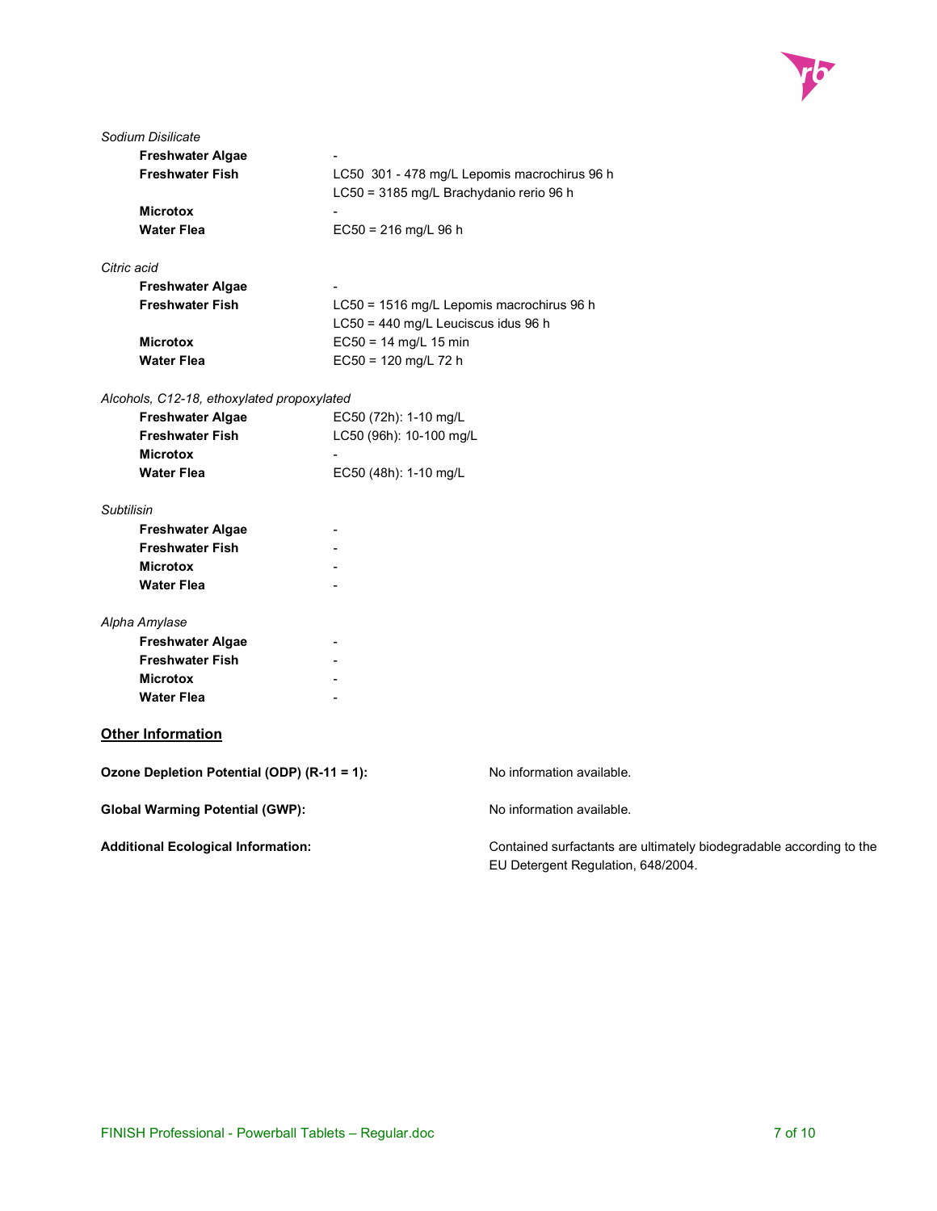*Sodium Disilicate*

| | |
|---|---|
| **Freshwater Algae** | - |
| **Freshwater Fish** | LC50 301 - 478 mg/L Lepomis macrochirus 96 h<br>LC50 = 3185 mg/L Brachydanio rerio 96 h |
| **Microtox** | - |
| **Water Flea** | EC50 = 216 mg/L 96 h |

*Citric acid*

| | |
|---|---|
| **Freshwater Algae** | - |
| **Freshwater Fish** | LC50 = 1516 mg/L Lepomis macrochirus 96 h<br>LC50 = 440 mg/L Leuciscus idus 96 h |
| **Microtox** | EC50 = 14 mg/L 15 min |
| **Water Flea** | EC50 = 120 mg/L 72 h |

*Alcohols, C12-18, ethoxylated propoxylated*

| | |
|---|---|
| **Freshwater Algae** | EC50 (72h): 1-10 mg/L |
| **Freshwater Fish** | LC50 (96h): 10-100 mg/L |
| **Microtox** | - |
| **Water Flea** | EC50 (48h): 1-10 mg/L |

*Subtilisin*

| | |
|---|---|
| **Freshwater Algae** | - |
| **Freshwater Fish** | - |
| **Microtox** | - |
| **Water Flea** | - |

*Alpha Amylase*

| | |
|---|---|
| **Freshwater Algae** | - |
| **Freshwater Fish** | - |
| **Microtox** | - |
| **Water Flea** | - |

## Other Information

| | |
|---|---|
| **Ozone Depletion Potential (ODP) (R-11 = 1):** | No information available. |
| **Global Warming Potential (GWP):** | No information available. |
| **Additional Ecological Information:** | Contained surfactants are ultimately biodegradable according to the EU Detergent Regulation, 648/2004. |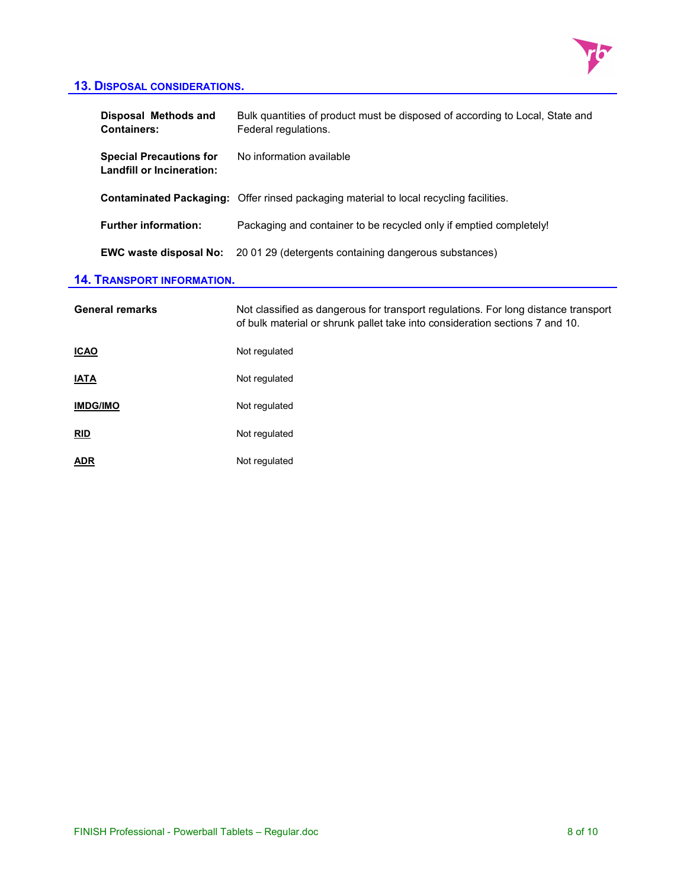## 13. Disposal considerations.

| | |
|---|---|
| **Disposal Methods and Containers:** | Bulk quantities of product must be disposed of according to Local, State and Federal regulations. |
| **Special Precautions for Landfill or Incineration:** | No information available |
| **Contaminated Packaging:** | Offer rinsed packaging material to local recycling facilities. |
| **Further information:** | Packaging and container to be recycled only if emptied completely! |
| **EWC waste disposal No:** | 20 01 29 (detergents containing dangerous substances) |

## 14. Transport information.

| | |
|---|---|
| **General remarks** | Not classified as dangerous for transport regulations. For long distance transport of bulk material or shrunk pallet take into consideration sections 7 and 10. |
| **ICAO** | Not regulated |
| **IATA** | Not regulated |
| **IMDG/IMO** | Not regulated |
| **RID** | Not regulated |
| **ADR** | Not regulated |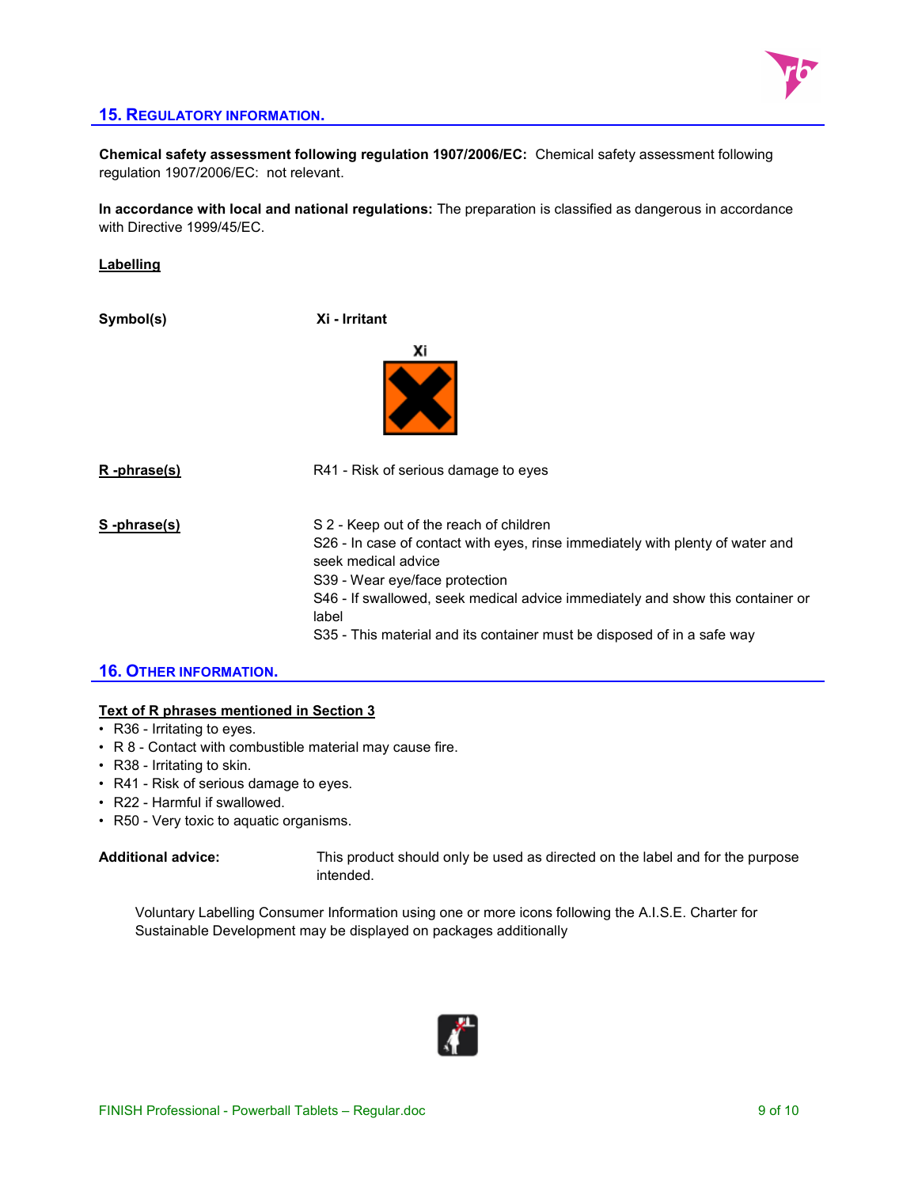## 15. Regulatory information.

**Chemical safety assessment following regulation 1907/2006/EC:** Chemical safety assessment following regulation 1907/2006/EC: not relevant.

**In accordance with local and national regulations:** The preparation is classified as dangerous in accordance with Directive 1999/45/EC.

**Labelling**

| | |
|---|---|
| **Symbol(s)** | **Xi - Irritant** |
| **R -phrase(s)** | R41 - Risk of serious damage to eyes |
| **S -phrase(s)** | S 2 - Keep out of the reach of children<br>S26 - In case of contact with eyes, rinse immediately with plenty of water and seek medical advice<br>S39 - Wear eye/face protection<br>S46 - If swallowed, seek medical advice immediately and show this container or label<br>S35 - This material and its container must be disposed of in a safe way |

## 16. Other information.

**Text of R phrases mentioned in Section 3**

- R36 - Irritating to eyes.
- R 8 - Contact with combustible material may cause fire.
- R38 - Irritating to skin.
- R41 - Risk of serious damage to eyes.
- R22 - Harmful if swallowed.
- R50 - Very toxic to aquatic organisms.

**Additional advice:** This product should only be used as directed on the label and for the purpose intended.

Voluntary Labelling Consumer Information using one or more icons following the A.I.S.E. Charter for Sustainable Development may be displayed on packages additionally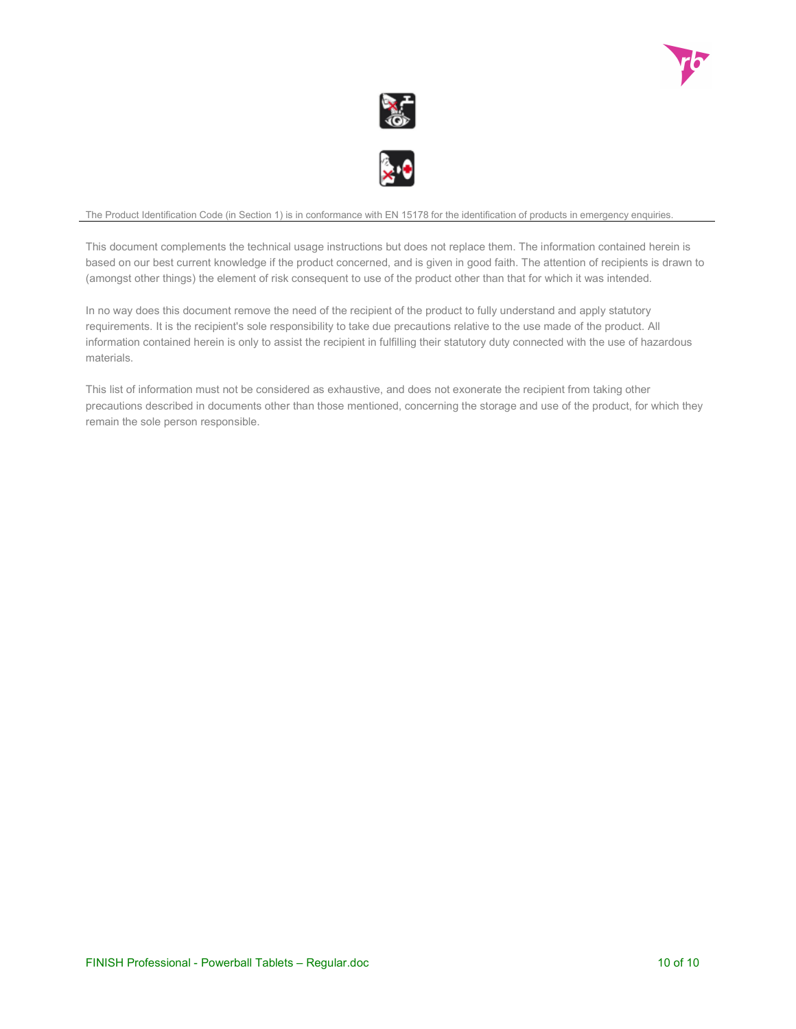The Product Identification Code (in Section 1) is in conformance with EN 15178 for the identification of products in emergency enquiries.

---

This document complements the technical usage instructions but does not replace them. The information contained herein is based on our best current knowledge if the product concerned, and is given in good faith. The attention of recipients is drawn to (amongst other things) the element of risk consequent to use of the product other than that for which it was intended.

In no way does this document remove the need of the recipient of the product to fully understand and apply statutory requirements. It is the recipient's sole responsibility to take due precautions relative to the use made of the product. All information contained herein is only to assist the recipient in fulfilling their statutory duty connected with the use of hazardous materials.

This list of information must not be considered as exhaustive, and does not exonerate the recipient from taking other precautions described in documents other than those mentioned, concerning the storage and use of the product, for which they remain the sole person responsible.